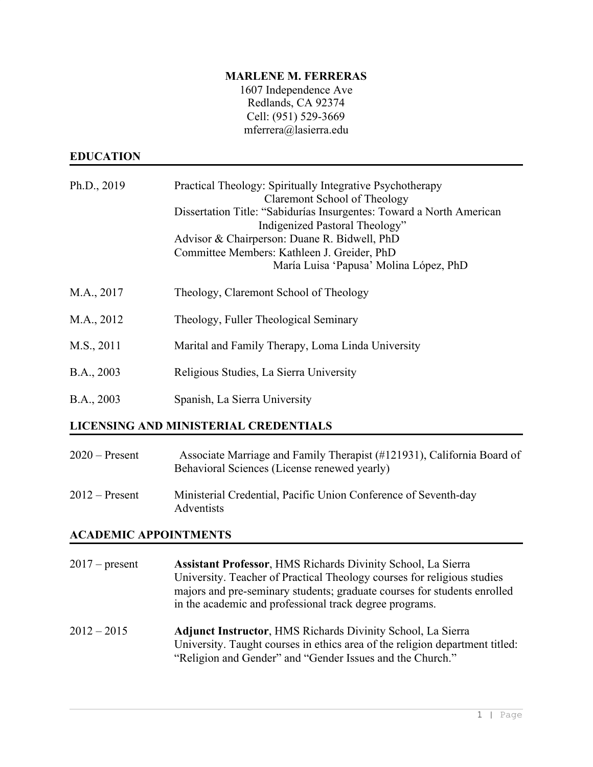# MARLENE M. FERRERAS

1607 Independence Ave
Redlands, CA 92374
Cell: (951) 529-3669
mferrera@lasierra.edu

## EDUCATION

Ph.D., 2019 — Practical Theology: Spiritually Integrative Psychotherapy
Claremont School of Theology
Dissertation Title: "Sabidurías Insurgentes: Toward a North American Indigenized Pastoral Theology"
Advisor & Chairperson: Duane R. Bidwell, PhD
Committee Members: Kathleen J. Greider, PhD
María Luisa 'Papusa' Molina López, PhD

M.A., 2017 — Theology, Claremont School of Theology

M.A., 2012 — Theology, Fuller Theological Seminary

M.S., 2011 — Marital and Family Therapy, Loma Linda University

B.A., 2003 — Religious Studies, La Sierra University

B.A., 2003 — Spanish, La Sierra University

## LICENSING AND MINISTERIAL CREDENTIALS

2020 – Present — Associate Marriage and Family Therapist (#121931), California Board of Behavioral Sciences (License renewed yearly)

2012 – Present — Ministerial Credential, Pacific Union Conference of Seventh-day Adventists

## ACADEMIC APPOINTMENTS

2017 – present — **Assistant Professor**, HMS Richards Divinity School, La Sierra University. Teacher of Practical Theology courses for religious studies majors and pre-seminary students; graduate courses for students enrolled in the academic and professional track degree programs.

2012 – 2015 — **Adjunct Instructor**, HMS Richards Divinity School, La Sierra University. Taught courses in ethics area of the religion department titled: "Religion and Gender" and "Gender Issues and the Church."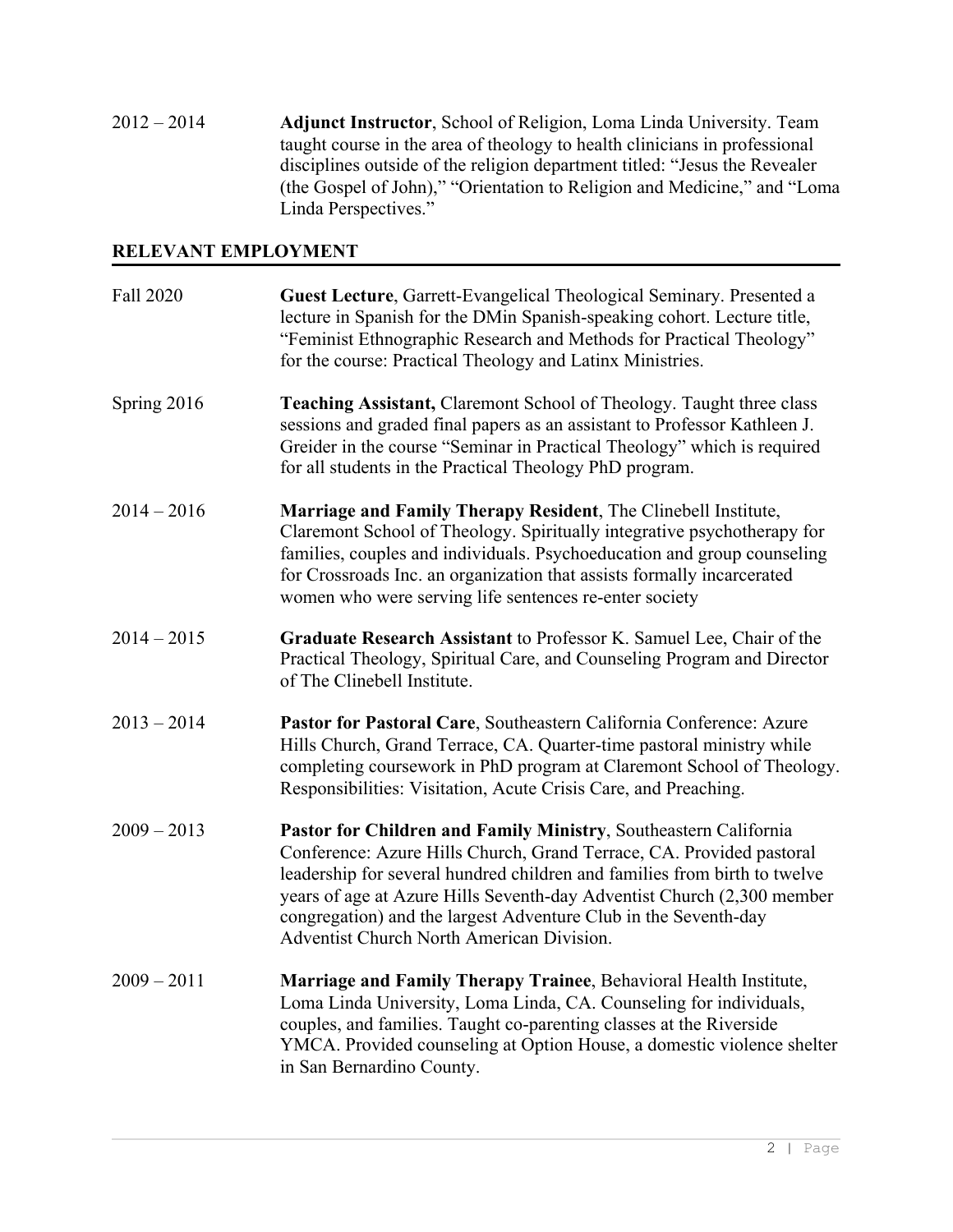2012 – 2014 **Adjunct Instructor**, School of Religion, Loma Linda University. Team taught course in the area of theology to health clinicians in professional disciplines outside of the religion department titled: "Jesus the Revealer (the Gospel of John)," "Orientation to Religion and Medicine," and "Loma Linda Perspectives."

## RELEVANT EMPLOYMENT

Fall 2020 **Guest Lecture**, Garrett-Evangelical Theological Seminary. Presented a lecture in Spanish for the DMin Spanish-speaking cohort. Lecture title, "Feminist Ethnographic Research and Methods for Practical Theology" for the course: Practical Theology and Latinx Ministries.

Spring 2016 **Teaching Assistant,** Claremont School of Theology. Taught three class sessions and graded final papers as an assistant to Professor Kathleen J. Greider in the course "Seminar in Practical Theology" which is required for all students in the Practical Theology PhD program.

2014 – 2016 **Marriage and Family Therapy Resident**, The Clinebell Institute, Claremont School of Theology. Spiritually integrative psychotherapy for families, couples and individuals. Psychoeducation and group counseling for Crossroads Inc. an organization that assists formally incarcerated women who were serving life sentences re-enter society

2014 – 2015 **Graduate Research Assistant** to Professor K. Samuel Lee, Chair of the Practical Theology, Spiritual Care, and Counseling Program and Director of The Clinebell Institute.

2013 – 2014 **Pastor for Pastoral Care**, Southeastern California Conference: Azure Hills Church, Grand Terrace, CA. Quarter-time pastoral ministry while completing coursework in PhD program at Claremont School of Theology. Responsibilities: Visitation, Acute Crisis Care, and Preaching.

2009 – 2013 **Pastor for Children and Family Ministry**, Southeastern California Conference: Azure Hills Church, Grand Terrace, CA. Provided pastoral leadership for several hundred children and families from birth to twelve years of age at Azure Hills Seventh-day Adventist Church (2,300 member congregation) and the largest Adventure Club in the Seventh-day Adventist Church North American Division.

2009 – 2011 **Marriage and Family Therapy Trainee**, Behavioral Health Institute, Loma Linda University, Loma Linda, CA. Counseling for individuals, couples, and families. Taught co-parenting classes at the Riverside YMCA. Provided counseling at Option House, a domestic violence shelter in San Bernardino County.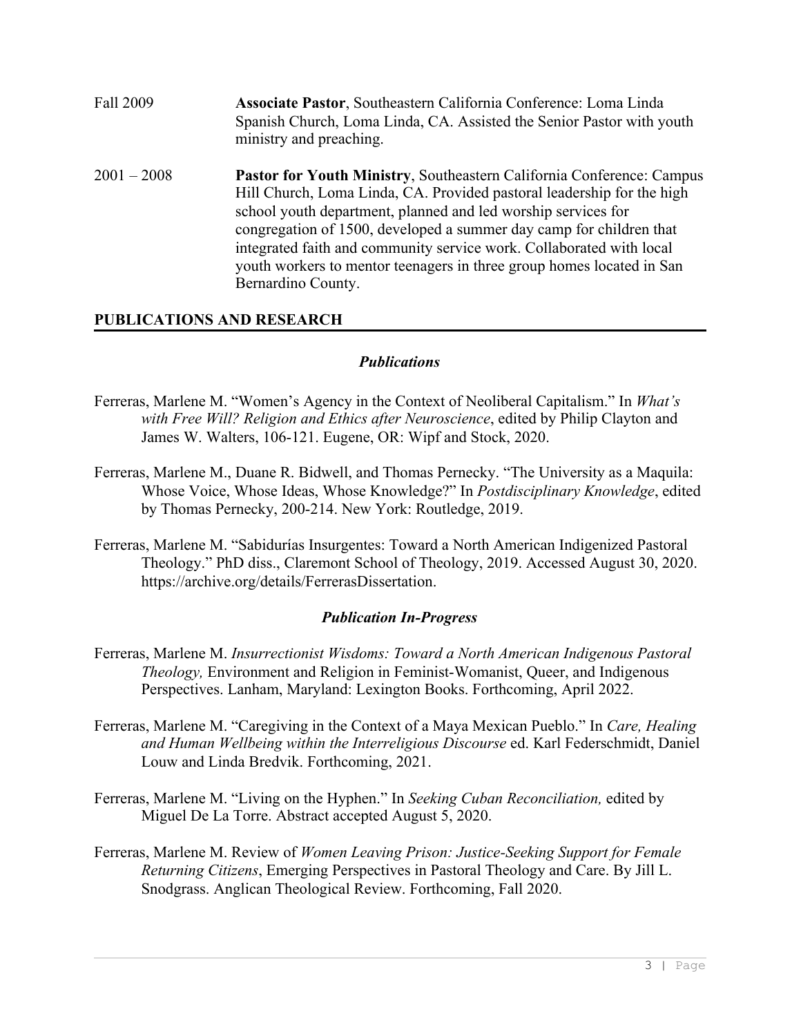Fall 2009 **Associate Pastor**, Southeastern California Conference: Loma Linda Spanish Church, Loma Linda, CA. Assisted the Senior Pastor with youth ministry and preaching.

2001 – 2008 **Pastor for Youth Ministry**, Southeastern California Conference: Campus Hill Church, Loma Linda, CA. Provided pastoral leadership for the high school youth department, planned and led worship services for congregation of 1500, developed a summer day camp for children that integrated faith and community service work. Collaborated with local youth workers to mentor teenagers in three group homes located in San Bernardino County.

## PUBLICATIONS AND RESEARCH

### *Publications*

Ferreras, Marlene M. "Women's Agency in the Context of Neoliberal Capitalism." In *What's with Free Will? Religion and Ethics after Neuroscience*, edited by Philip Clayton and James W. Walters, 106-121. Eugene, OR: Wipf and Stock, 2020.

Ferreras, Marlene M., Duane R. Bidwell, and Thomas Pernecky. "The University as a Maquila: Whose Voice, Whose Ideas, Whose Knowledge?" In *Postdisciplinary Knowledge*, edited by Thomas Pernecky, 200-214. New York: Routledge, 2019.

Ferreras, Marlene M. "Sabidurías Insurgentes: Toward a North American Indigenized Pastoral Theology." PhD diss., Claremont School of Theology, 2019. Accessed August 30, 2020. https://archive.org/details/FerrerasDissertation.

### *Publication In-Progress*

Ferreras, Marlene M. *Insurrectionist Wisdoms: Toward a North American Indigenous Pastoral Theology,* Environment and Religion in Feminist-Womanist, Queer, and Indigenous Perspectives. Lanham, Maryland: Lexington Books. Forthcoming, April 2022.

Ferreras, Marlene M. "Caregiving in the Context of a Maya Mexican Pueblo." In *Care, Healing and Human Wellbeing within the Interreligious Discourse* ed. Karl Federschmidt, Daniel Louw and Linda Bredvik. Forthcoming, 2021.

Ferreras, Marlene M. "Living on the Hyphen." In *Seeking Cuban Reconciliation,* edited by Miguel De La Torre. Abstract accepted August 5, 2020.

Ferreras, Marlene M. Review of *Women Leaving Prison: Justice-Seeking Support for Female Returning Citizens*, Emerging Perspectives in Pastoral Theology and Care. By Jill L. Snodgrass. Anglican Theological Review. Forthcoming, Fall 2020.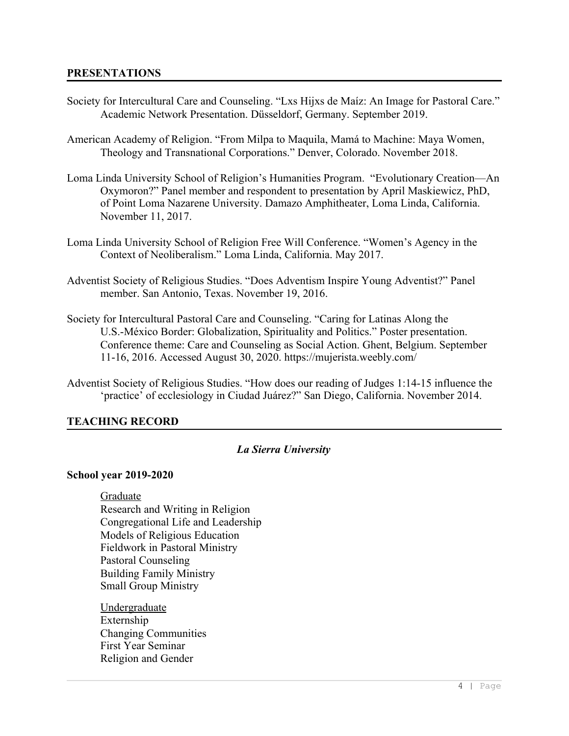## PRESENTATIONS

Society for Intercultural Care and Counseling. "Lxs Hijxs de Maíz: An Image for Pastoral Care." Academic Network Presentation. Düsseldorf, Germany. September 2019.

American Academy of Religion. "From Milpa to Maquila, Mamá to Machine: Maya Women, Theology and Transnational Corporations." Denver, Colorado. November 2018.

Loma Linda University School of Religion's Humanities Program. "Evolutionary Creation—An Oxymoron?" Panel member and respondent to presentation by April Maskiewicz, PhD, of Point Loma Nazarene University. Damazo Amphitheater, Loma Linda, California. November 11, 2017.

Loma Linda University School of Religion Free Will Conference. "Women's Agency in the Context of Neoliberalism." Loma Linda, California. May 2017.

Adventist Society of Religious Studies. "Does Adventism Inspire Young Adventist?" Panel member. San Antonio, Texas. November 19, 2016.

Society for Intercultural Pastoral Care and Counseling. "Caring for Latinas Along the U.S.-México Border: Globalization, Spirituality and Politics." Poster presentation. Conference theme: Care and Counseling as Social Action. Ghent, Belgium. September 11-16, 2016. Accessed August 30, 2020. https://mujerista.weebly.com/

Adventist Society of Religious Studies. "How does our reading of Judges 1:14-15 influence the 'practice' of ecclesiology in Ciudad Juárez?" San Diego, California. November 2014.

## TEACHING RECORD

### *La Sierra University*

**School year 2019-2020**

Graduate

- Research and Writing in Religion
- Congregational Life and Leadership
- Models of Religious Education
- Fieldwork in Pastoral Ministry
- Pastoral Counseling
- Building Family Ministry
- Small Group Ministry

Undergraduate

- Externship
- Changing Communities
- First Year Seminar
- Religion and Gender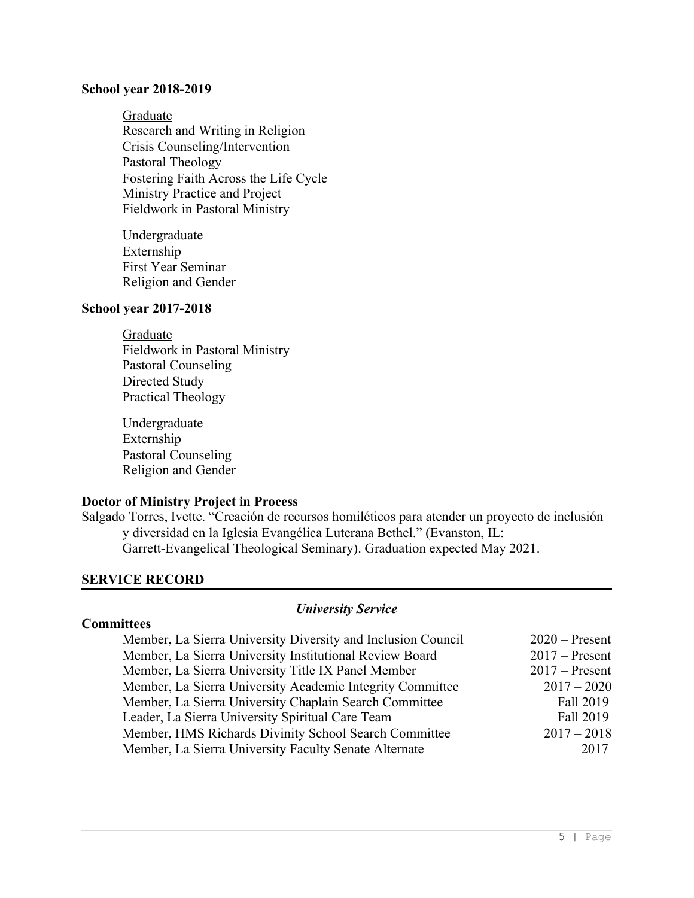**School year 2018-2019**

Graduate
Research and Writing in Religion
Crisis Counseling/Intervention
Pastoral Theology
Fostering Faith Across the Life Cycle
Ministry Practice and Project
Fieldwork in Pastoral Ministry

Undergraduate
Externship
First Year Seminar
Religion and Gender

**School year 2017-2018**

Graduate
Fieldwork in Pastoral Ministry
Pastoral Counseling
Directed Study
Practical Theology

Undergraduate
Externship
Pastoral Counseling
Religion and Gender

**Doctor of Ministry Project in Process**

Salgado Torres, Ivette. "Creación de recursos homiléticos para atender un proyecto de inclusión y diversidad en la Iglesia Evangélica Luterana Bethel." (Evanston, IL: Garrett-Evangelical Theological Seminary). Graduation expected May 2021.

## SERVICE RECORD

### *University Service*

**Committees**

| | |
|---|---|
| Member, La Sierra University Diversity and Inclusion Council | 2020 – Present |
| Member, La Sierra University Institutional Review Board | 2017 – Present |
| Member, La Sierra University Title IX Panel Member | 2017 – Present |
| Member, La Sierra University Academic Integrity Committee | 2017 – 2020 |
| Member, La Sierra University Chaplain Search Committee | Fall 2019 |
| Leader, La Sierra University Spiritual Care Team | Fall 2019 |
| Member, HMS Richards Divinity School Search Committee | 2017 – 2018 |
| Member, La Sierra University Faculty Senate Alternate | 2017 |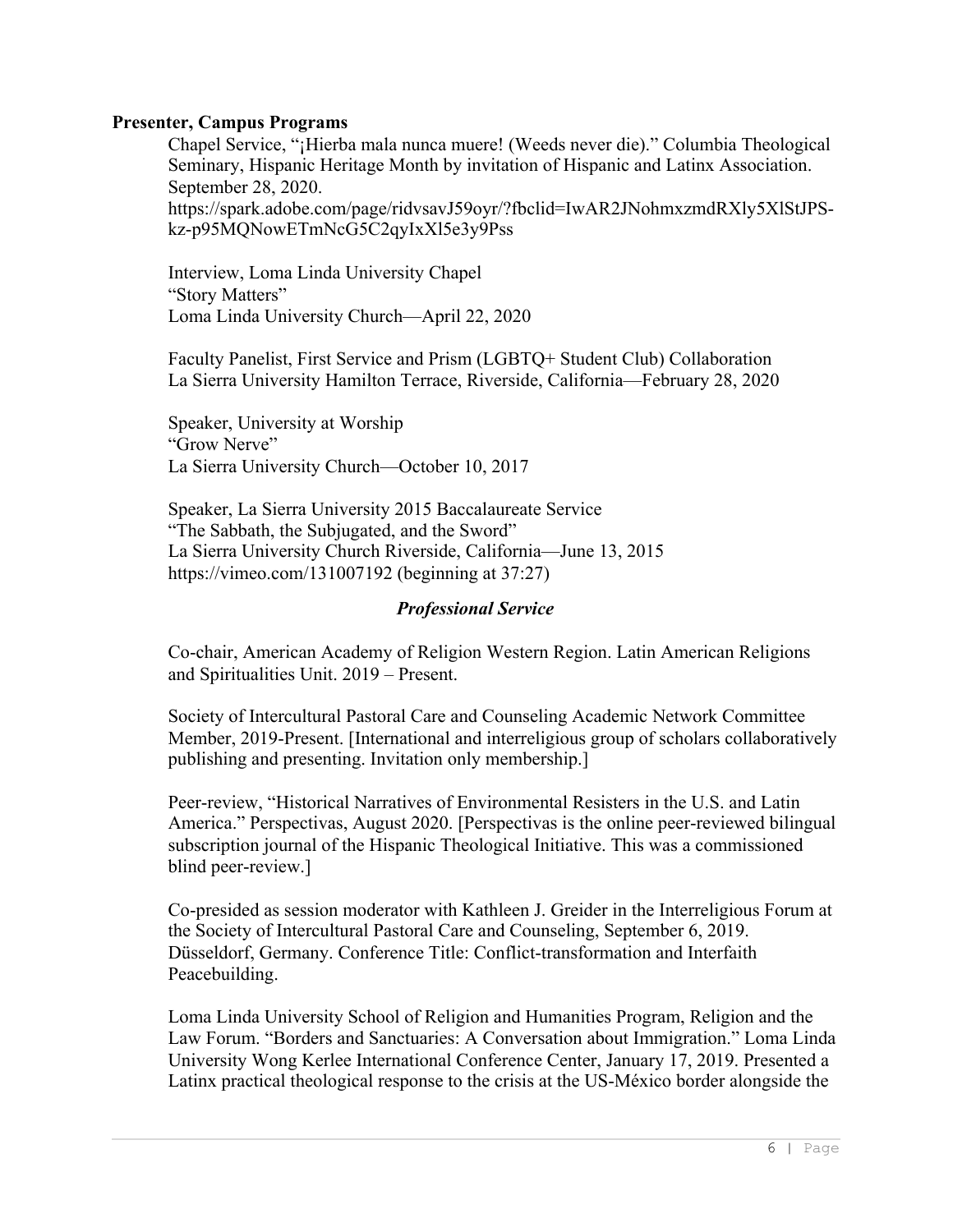**Presenter, Campus Programs**

Chapel Service, "¡Hierba mala nunca muere! (Weeds never die)." Columbia Theological Seminary, Hispanic Heritage Month by invitation of Hispanic and Latinx Association. September 28, 2020.
https://spark.adobe.com/page/ridvsavJ59oyr/?fbclid=IwAR2JNohmxzmdRXly5XlStJPS-kz-p95MQNowETmNcG5C2qyIxXl5e3y9Pss

Interview, Loma Linda University Chapel
"Story Matters"
Loma Linda University Church—April 22, 2020

Faculty Panelist, First Service and Prism (LGBTQ+ Student Club) Collaboration
La Sierra University Hamilton Terrace, Riverside, California—February 28, 2020

Speaker, University at Worship
"Grow Nerve"
La Sierra University Church—October 10, 2017

Speaker, La Sierra University 2015 Baccalaureate Service
"The Sabbath, the Subjugated, and the Sword"
La Sierra University Church Riverside, California—June 13, 2015
https://vimeo.com/131007192 (beginning at 37:27)

### *Professional Service*

Co-chair, American Academy of Religion Western Region. Latin American Religions and Spiritualities Unit. 2019 – Present.

Society of Intercultural Pastoral Care and Counseling Academic Network Committee Member, 2019-Present. [International and interreligious group of scholars collaboratively publishing and presenting. Invitation only membership.]

Peer-review, "Historical Narratives of Environmental Resisters in the U.S. and Latin America." Perspectivas, August 2020. [Perspectivas is the online peer-reviewed bilingual subscription journal of the Hispanic Theological Initiative. This was a commissioned blind peer-review.]

Co-presided as session moderator with Kathleen J. Greider in the Interreligious Forum at the Society of Intercultural Pastoral Care and Counseling, September 6, 2019. Düsseldorf, Germany. Conference Title: Conflict-transformation and Interfaith Peacebuilding.

Loma Linda University School of Religion and Humanities Program, Religion and the Law Forum. "Borders and Sanctuaries: A Conversation about Immigration." Loma Linda University Wong Kerlee International Conference Center, January 17, 2019. Presented a Latinx practical theological response to the crisis at the US-México border alongside the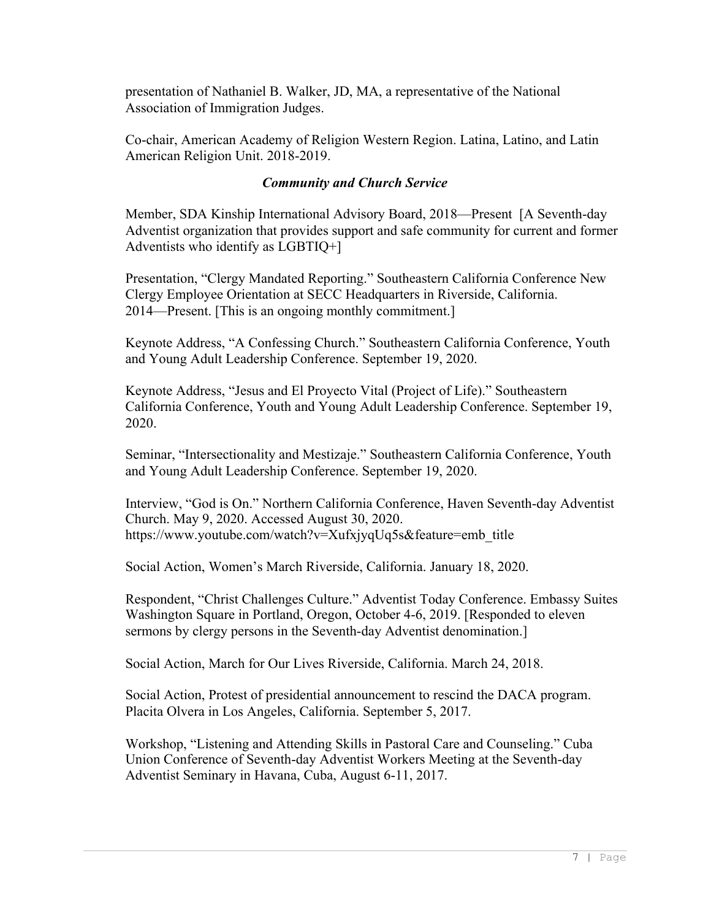presentation of Nathaniel B. Walker, JD, MA, a representative of the National Association of Immigration Judges.

Co-chair, American Academy of Religion Western Region. Latina, Latino, and Latin American Religion Unit. 2018-2019.

### *Community and Church Service*

Member, SDA Kinship International Advisory Board, 2018—Present [A Seventh-day Adventist organization that provides support and safe community for current and former Adventists who identify as LGBTIQ+]

Presentation, "Clergy Mandated Reporting." Southeastern California Conference New Clergy Employee Orientation at SECC Headquarters in Riverside, California. 2014—Present. [This is an ongoing monthly commitment.]

Keynote Address, "A Confessing Church." Southeastern California Conference, Youth and Young Adult Leadership Conference. September 19, 2020.

Keynote Address, "Jesus and El Proyecto Vital (Project of Life)." Southeastern California Conference, Youth and Young Adult Leadership Conference. September 19, 2020.

Seminar, "Intersectionality and Mestizaje." Southeastern California Conference, Youth and Young Adult Leadership Conference. September 19, 2020.

Interview, "God is On." Northern California Conference, Haven Seventh-day Adventist Church. May 9, 2020. Accessed August 30, 2020. https://www.youtube.com/watch?v=XufxjyqUq5s&feature=emb_title

Social Action, Women's March Riverside, California. January 18, 2020.

Respondent, "Christ Challenges Culture." Adventist Today Conference. Embassy Suites Washington Square in Portland, Oregon, October 4-6, 2019. [Responded to eleven sermons by clergy persons in the Seventh-day Adventist denomination.]

Social Action, March for Our Lives Riverside, California. March 24, 2018.

Social Action, Protest of presidential announcement to rescind the DACA program. Placita Olvera in Los Angeles, California. September 5, 2017.

Workshop, "Listening and Attending Skills in Pastoral Care and Counseling." Cuba Union Conference of Seventh-day Adventist Workers Meeting at the Seventh-day Adventist Seminary in Havana, Cuba, August 6-11, 2017.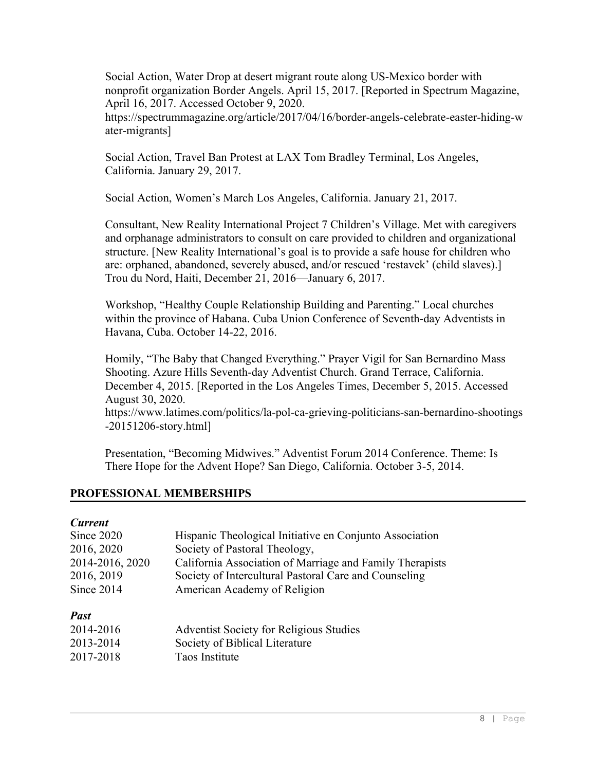Social Action, Water Drop at desert migrant route along US-Mexico border with nonprofit organization Border Angels. April 15, 2017. [Reported in Spectrum Magazine, April 16, 2017. Accessed October 9, 2020. https://spectrummagazine.org/article/2017/04/16/border-angels-celebrate-easter-hiding-water-migrants]

Social Action, Travel Ban Protest at LAX Tom Bradley Terminal, Los Angeles, California. January 29, 2017.

Social Action, Women's March Los Angeles, California. January 21, 2017.

Consultant, New Reality International Project 7 Children's Village. Met with caregivers and orphanage administrators to consult on care provided to children and organizational structure. [New Reality International's goal is to provide a safe house for children who are: orphaned, abandoned, severely abused, and/or rescued 'restavek' (child slaves).] Trou du Nord, Haiti, December 21, 2016—January 6, 2017.

Workshop, "Healthy Couple Relationship Building and Parenting." Local churches within the province of Habana. Cuba Union Conference of Seventh-day Adventists in Havana, Cuba. October 14-22, 2016.

Homily, "The Baby that Changed Everything." Prayer Vigil for San Bernardino Mass Shooting. Azure Hills Seventh-day Adventist Church. Grand Terrace, California. December 4, 2015. [Reported in the Los Angeles Times, December 5, 2015. Accessed August 30, 2020. https://www.latimes.com/politics/la-pol-ca-grieving-politicians-san-bernardino-shootings-20151206-story.html]

Presentation, "Becoming Midwives." Adventist Forum 2014 Conference. Theme: Is There Hope for the Advent Hope? San Diego, California. October 3-5, 2014.

## PROFESSIONAL MEMBERSHIPS

***Current***

| | |
|---|---|
| Since 2020 | Hispanic Theological Initiative en Conjunto Association |
| 2016, 2020 | Society of Pastoral Theology, |
| 2014-2016, 2020 | California Association of Marriage and Family Therapists |
| 2016, 2019 | Society of Intercultural Pastoral Care and Counseling |
| Since 2014 | American Academy of Religion |

***Past***

| | |
|---|---|
| 2014-2016 | Adventist Society for Religious Studies |
| 2013-2014 | Society of Biblical Literature |
| 2017-2018 | Taos Institute |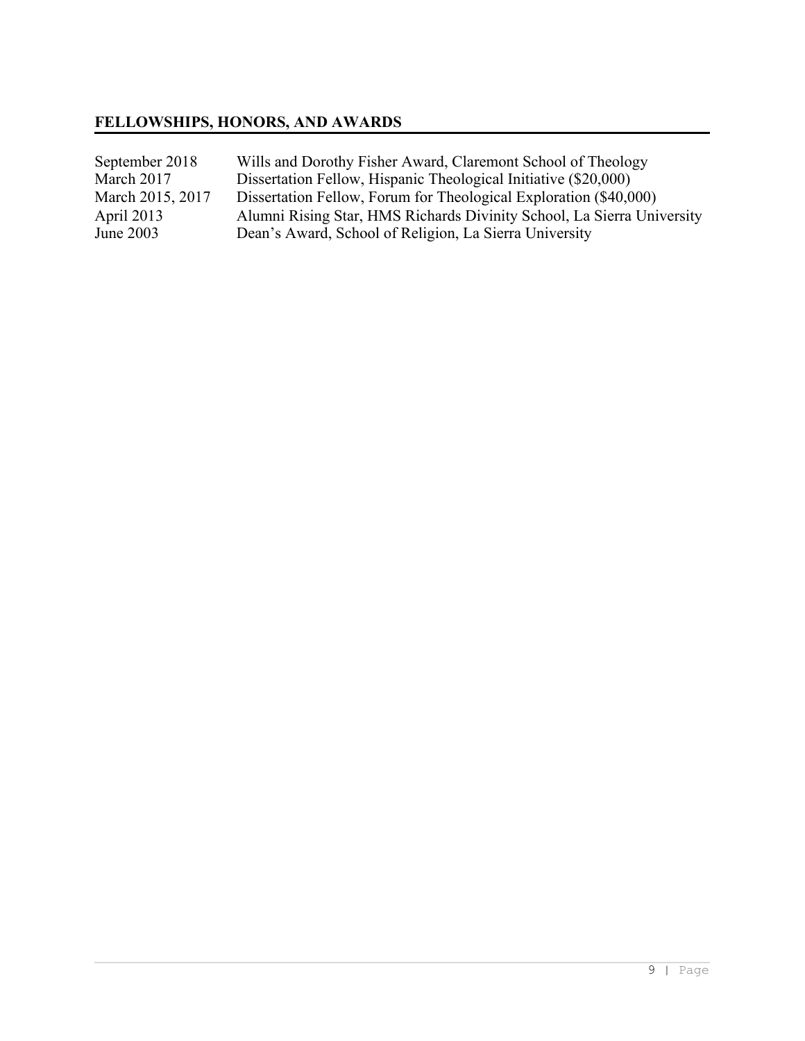## FELLOWSHIPS, HONORS, AND AWARDS

| | |
|---|---|
| September 2018 | Wills and Dorothy Fisher Award, Claremont School of Theology |
| March 2017 | Dissertation Fellow, Hispanic Theological Initiative ($20,000) |
| March 2015, 2017 | Dissertation Fellow, Forum for Theological Exploration ($40,000) |
| April 2013 | Alumni Rising Star, HMS Richards Divinity School, La Sierra University |
| June 2003 | Dean's Award, School of Religion, La Sierra University |